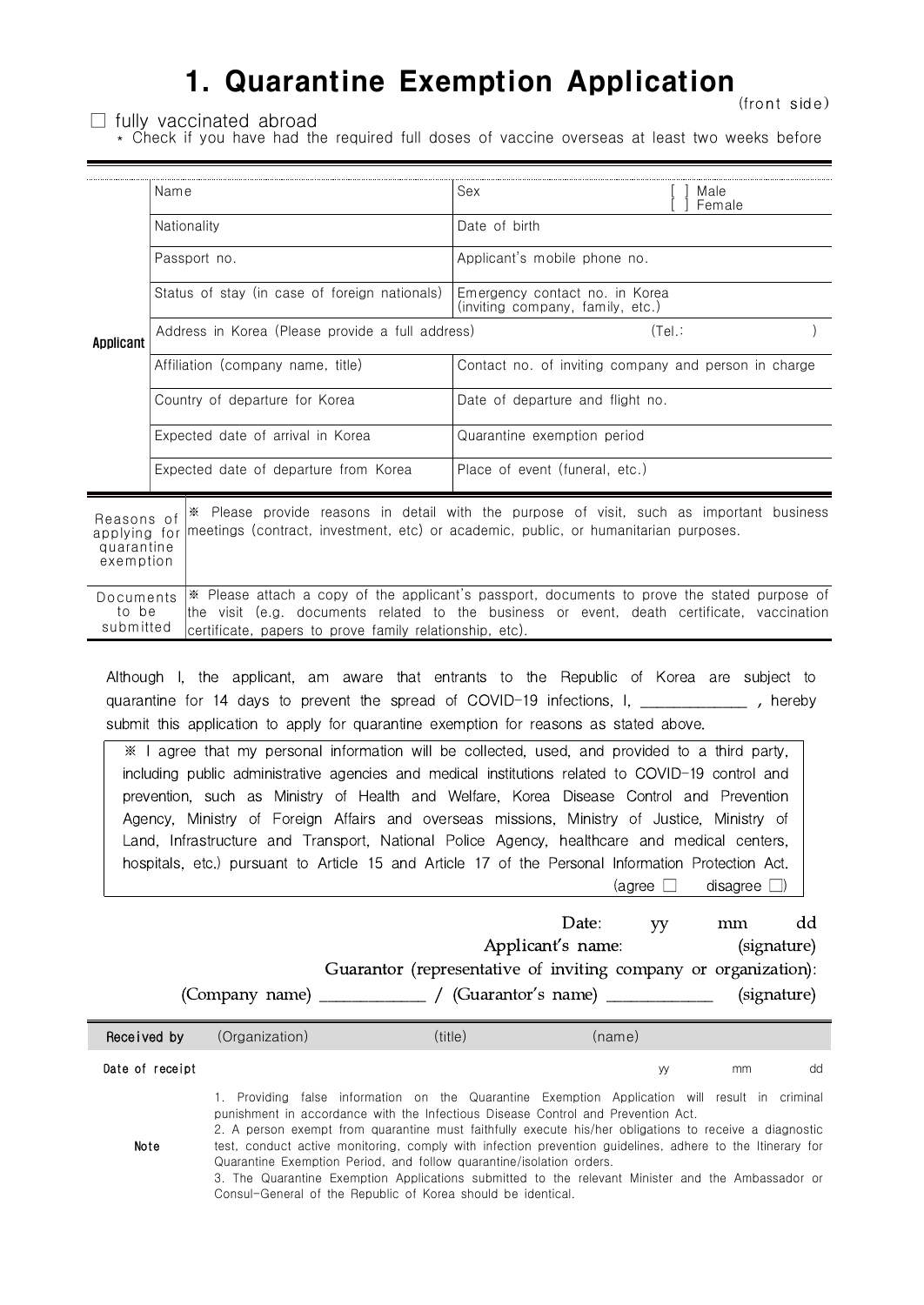# 1. Quarantine Exemption Application

(front side)

☐ fully vaccinated abroad
\* Check if you have had the required full doses of vaccine overseas at least two weeks before

| | | |
|---|---|---|
| **Applicant** | Name | Sex [ ] Male [ ] Female |
| | Nationality | Date of birth |
| | Passport no. | Applicant's mobile phone no. |
| | Status of stay (in case of foreign nationals) | Emergency contact no. in Korea (inviting company, family, etc.) |
| | Address in Korea (Please provide a full address) (Tel.: ) | |
| | Affiliation (company name, title) | Contact no. of inviting company and person in charge |
| | Country of departure for Korea | Date of departure and flight no. |
| | Expected date of arrival in Korea | Quarantine exemption period |
| | Expected date of departure from Korea | Place of event (funeral, etc.) |

| | |
|---|---|
| Reasons of applying for quarantine exemption | ※ Please provide reasons in detail with the purpose of visit, such as important business meetings (contract, investment, etc) or academic, public, or humanitarian purposes. |
| Documents to be submitted | ※ Please attach a copy of the applicant's passport, documents to prove the stated purpose of the visit (e.g. documents related to the business or event, death certificate, vaccination certificate, papers to prove family relationship, etc). |

Although I, the applicant, am aware that entrants to the Republic of Korea are subject to quarantine for 14 days to prevent the spread of COVID-19 infections, I, ____________ , hereby submit this application to apply for quarantine exemption for reasons as stated above.

※ I agree that my personal information will be collected, used, and provided to a third party, including public administrative agencies and medical institutions related to COVID-19 control and prevention, such as Ministry of Health and Welfare, Korea Disease Control and Prevention Agency, Ministry of Foreign Affairs and overseas missions, Ministry of Justice, Ministry of Land, Infrastructure and Transport, National Police Agency, healthcare and medical centers, hospitals, etc.) pursuant to Article 15 and Article 17 of the Personal Information Protection Act.
(agree ☐ disagree ☐)

Date: yy mm dd

Applicant's name: (signature)

Guarantor (representative of inviting company or organization):

(Company name) ___________ / (Guarantor's name) ___________ (signature)

| | | | |
|---|---|---|---|
| **Received by** | (Organization) | (title) | (name) |
| **Date of receipt** | | | yy mm dd |

**Note**

1. Providing false information on the Quarantine Exemption Application will result in criminal punishment in accordance with the Infectious Disease Control and Prevention Act.
2. A person exempt from quarantine must faithfully execute his/her obligations to receive a diagnostic test, conduct active monitoring, comply with infection prevention guidelines, adhere to the Itinerary for Quarantine Exemption Period, and follow quarantine/isolation orders.
3. The Quarantine Exemption Applications submitted to the relevant Minister and the Ambassador or Consul-General of the Republic of Korea should be identical.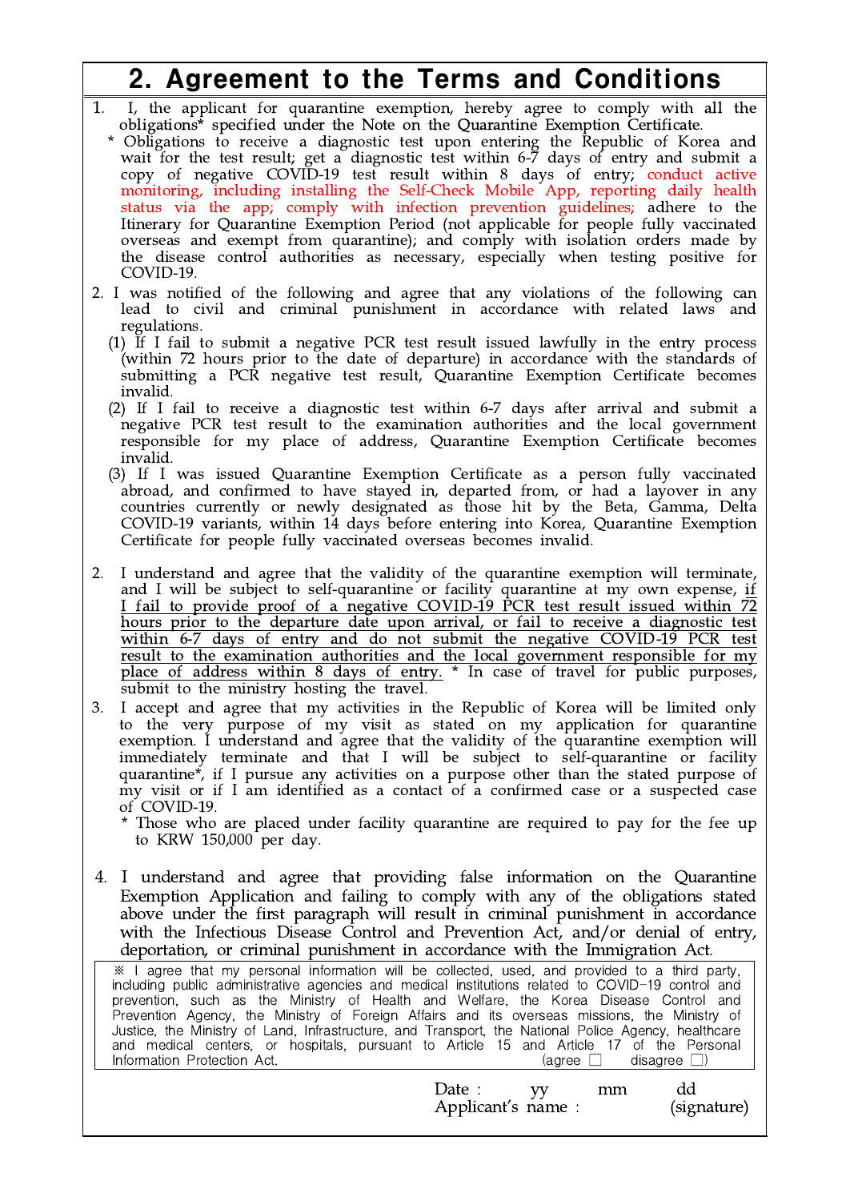# 2. Agreement to the Terms and Conditions

1. I, the applicant for quarantine exemption, hereby agree to comply with all the obligations* specified under the Note on the Quarantine Exemption Certificate.
   * Obligations to receive a diagnostic test upon entering the Republic of Korea and wait for the test result; get a diagnostic test within 6-7 days of entry and submit a copy of negative COVID-19 test result within 8 days of entry; conduct active monitoring, including installing the Self-Check Mobile App, reporting daily health status via the app; comply with infection prevention guidelines; adhere to the Itinerary for Quarantine Exemption Period (not applicable for people fully vaccinated overseas and exempt from quarantine); and comply with isolation orders made by the disease control authorities as necessary, especially when testing positive for COVID-19.

2. I was notified of the following and agree that any violations of the following can lead to civil and criminal punishment in accordance with related laws and regulations.
   (1) If I fail to submit a negative PCR test result issued lawfully in the entry process (within 72 hours prior to the date of departure) in accordance with the standards of submitting a PCR negative test result, Quarantine Exemption Certificate becomes invalid.
   (2) If I fail to receive a diagnostic test within 6-7 days after arrival and submit a negative PCR test result to the examination authorities and the local government responsible for my place of address, Quarantine Exemption Certificate becomes invalid.
   (3) If I was issued Quarantine Exemption Certificate as a person fully vaccinated abroad, and confirmed to have stayed in, departed from, or had a layover in any countries currently or newly designated as those hit by the Beta, Gamma, Delta COVID-19 variants, within 14 days before entering into Korea, Quarantine Exemption Certificate for people fully vaccinated overseas becomes invalid.

2. I understand and agree that the validity of the quarantine exemption will terminate, and I will be subject to self-quarantine or facility quarantine at my own expense, <u>if I fail to provide proof of a negative COVID-19 PCR test result issued within 72 hours prior to the departure date upon arrival, or fail to receive a diagnostic test within 6-7 days of entry and do not submit the negative COVID-19 PCR test result to the examination authorities and the local government responsible for my place of address within 8 days of entry.</u> * In case of travel for public purposes, submit to the ministry hosting the travel.

3. I accept and agree that my activities in the Republic of Korea will be limited only to the very purpose of my visit as stated on my application for quarantine exemption. I understand and agree that the validity of the quarantine exemption will immediately terminate and that I will be subject to self-quarantine or facility quarantine*, if I pursue any activities on a purpose other than the stated purpose of my visit or if I am identified as a contact of a confirmed case or a suspected case of COVID-19.
   * Those who are placed under facility quarantine are required to pay for the fee up to KRW 150,000 per day.

4. I understand and agree that providing false information on the Quarantine Exemption Application and failing to comply with any of the obligations stated above under the first paragraph will result in criminal punishment in accordance with the Infectious Disease Control and Prevention Act, and/or denial of entry, deportation, or criminal punishment in accordance with the Immigration Act.

※ I agree that my personal information will be collected, used, and provided to a third party, including public administrative agencies and medical institutions related to COVID-19 control and prevention, such as the Ministry of Health and Welfare, the Korea Disease Control and Prevention Agency, the Ministry of Foreign Affairs and its overseas missions, the Ministry of Justice, the Ministry of Land, Infrastructure, and Transport, the National Police Agency, healthcare and medical centers, or hospitals, pursuant to Article 15 and Article 17 of the Personal Information Protection Act. (agree ☐ disagree ☐)

Date : yy mm dd

Applicant's name : (signature)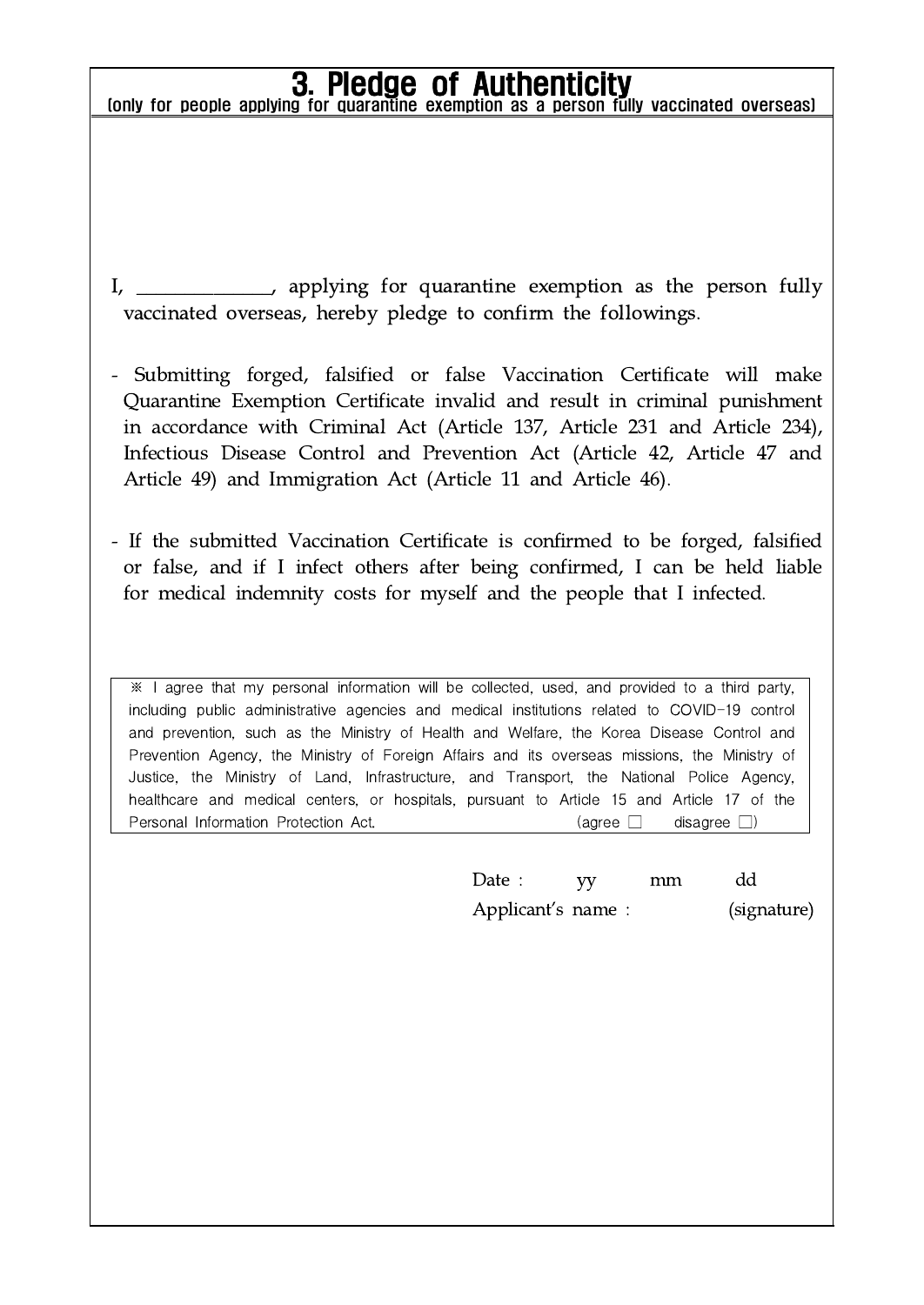# 3. Pledge of Authenticity

(only for people applying for quarantine exemption as a person fully vaccinated overseas)

I, ____________, applying for quarantine exemption as the person fully vaccinated overseas, hereby pledge to confirm the followings.

- Submitting forged, falsified or false Vaccination Certificate will make Quarantine Exemption Certificate invalid and result in criminal punishment in accordance with Criminal Act (Article 137, Article 231 and Article 234), Infectious Disease Control and Prevention Act (Article 42, Article 47 and Article 49) and Immigration Act (Article 11 and Article 46).

- If the submitted Vaccination Certificate is confirmed to be forged, falsified or false, and if I infect others after being confirmed, I can be held liable for medical indemnity costs for myself and the people that I infected.

※ I agree that my personal information will be collected, used, and provided to a third party, including public administrative agencies and medical institutions related to COVID-19 control and prevention, such as the Ministry of Health and Welfare, the Korea Disease Control and Prevention Agency, the Ministry of Foreign Affairs and its overseas missions, the Ministry of Justice, the Ministry of Land, Infrastructure, and Transport, the National Police Agency, healthcare and medical centers, or hospitals, pursuant to Article 15 and Article 17 of the Personal Information Protection Act. (agree ☐ disagree ☐)

Date : yy mm dd

Applicant's name : (signature)